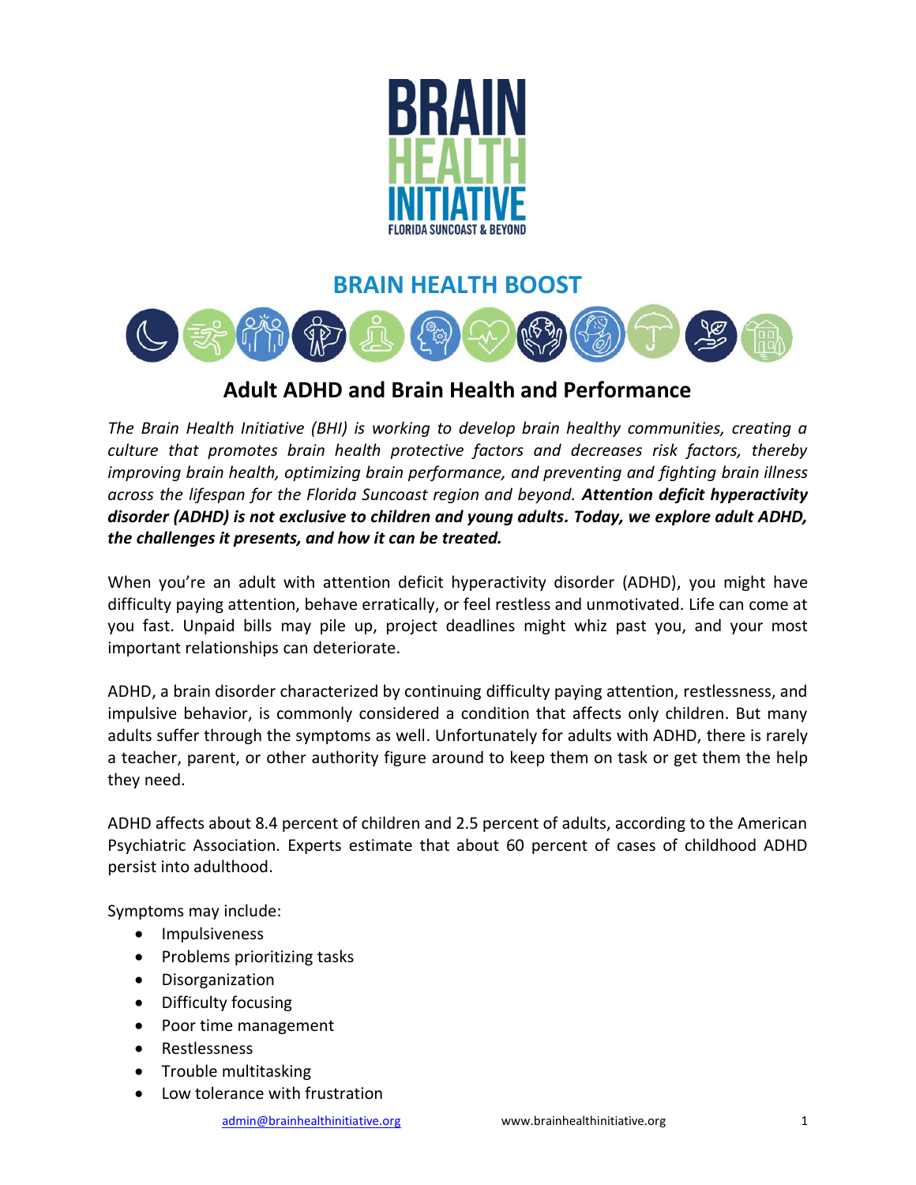# BRAIN HEALTH INITIATIVE

FLORIDA SUNCOAST & BEYOND

## BRAIN HEALTH BOOST

## Adult ADHD and Brain Health and Performance

*The Brain Health Initiative (BHI) is working to develop brain healthy communities, creating a culture that promotes brain health protective factors and decreases risk factors, thereby improving brain health, optimizing brain performance, and preventing and fighting brain illness across the lifespan for the Florida Suncoast region and beyond.* ***Attention deficit hyperactivity disorder (ADHD) is not exclusive to children and young adults. Today, we explore adult ADHD, the challenges it presents, and how it can be treated.***

When you're an adult with attention deficit hyperactivity disorder (ADHD), you might have difficulty paying attention, behave erratically, or feel restless and unmotivated. Life can come at you fast. Unpaid bills may pile up, project deadlines might whiz past you, and your most important relationships can deteriorate.

ADHD, a brain disorder characterized by continuing difficulty paying attention, restlessness, and impulsive behavior, is commonly considered a condition that affects only children. But many adults suffer through the symptoms as well. Unfortunately for adults with ADHD, there is rarely a teacher, parent, or other authority figure around to keep them on task or get them the help they need.

ADHD affects about 8.4 percent of children and 2.5 percent of adults, according to the American Psychiatric Association. Experts estimate that about 60 percent of cases of childhood ADHD persist into adulthood.

Symptoms may include:

- Impulsiveness
- Problems prioritizing tasks
- Disorganization
- Difficulty focusing
- Poor time management
- Restlessness
- Trouble multitasking
- Low tolerance with frustration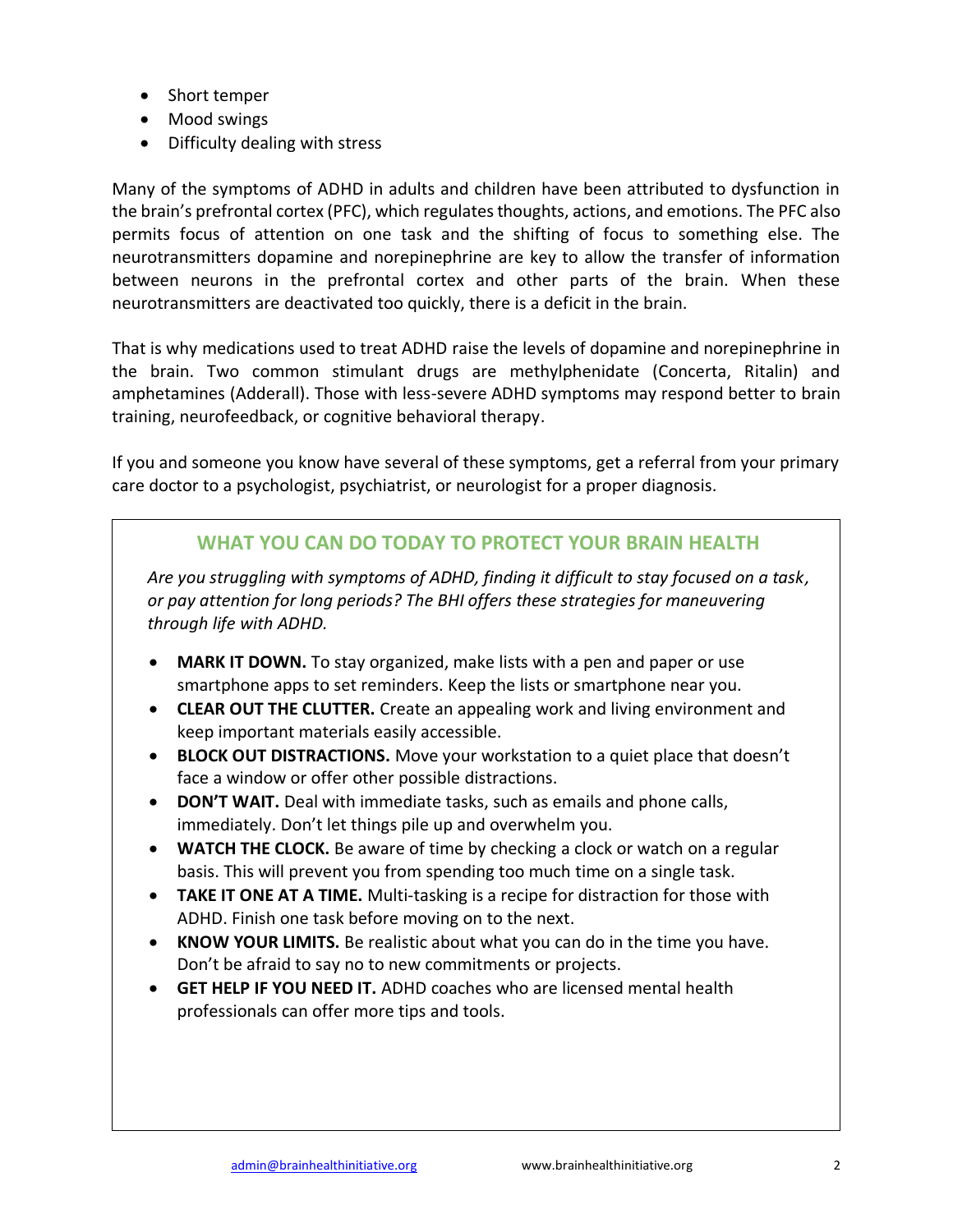- Short temper
- Mood swings
- Difficulty dealing with stress

Many of the symptoms of ADHD in adults and children have been attributed to dysfunction in the brain's prefrontal cortex (PFC), which regulates thoughts, actions, and emotions. The PFC also permits focus of attention on one task and the shifting of focus to something else. The neurotransmitters dopamine and norepinephrine are key to allow the transfer of information between neurons in the prefrontal cortex and other parts of the brain. When these neurotransmitters are deactivated too quickly, there is a deficit in the brain.

That is why medications used to treat ADHD raise the levels of dopamine and norepinephrine in the brain. Two common stimulant drugs are methylphenidate (Concerta, Ritalin) and amphetamines (Adderall). Those with less-severe ADHD symptoms may respond better to brain training, neurofeedback, or cognitive behavioral therapy.

If you and someone you know have several of these symptoms, get a referral from your primary care doctor to a psychologist, psychiatrist, or neurologist for a proper diagnosis.

## WHAT YOU CAN DO TODAY TO PROTECT YOUR BRAIN HEALTH

*Are you struggling with symptoms of ADHD, finding it difficult to stay focused on a task, or pay attention for long periods? The BHI offers these strategies for maneuvering through life with ADHD.*

- **MARK IT DOWN.** To stay organized, make lists with a pen and paper or use smartphone apps to set reminders. Keep the lists or smartphone near you.
- **CLEAR OUT THE CLUTTER.** Create an appealing work and living environment and keep important materials easily accessible.
- **BLOCK OUT DISTRACTIONS.** Move your workstation to a quiet place that doesn't face a window or offer other possible distractions.
- **DON'T WAIT.** Deal with immediate tasks, such as emails and phone calls, immediately. Don't let things pile up and overwhelm you.
- **WATCH THE CLOCK.** Be aware of time by checking a clock or watch on a regular basis. This will prevent you from spending too much time on a single task.
- **TAKE IT ONE AT A TIME.** Multi-tasking is a recipe for distraction for those with ADHD. Finish one task before moving on to the next.
- **KNOW YOUR LIMITS.** Be realistic about what you can do in the time you have. Don't be afraid to say no to new commitments or projects.
- **GET HELP IF YOU NEED IT.** ADHD coaches who are licensed mental health professionals can offer more tips and tools.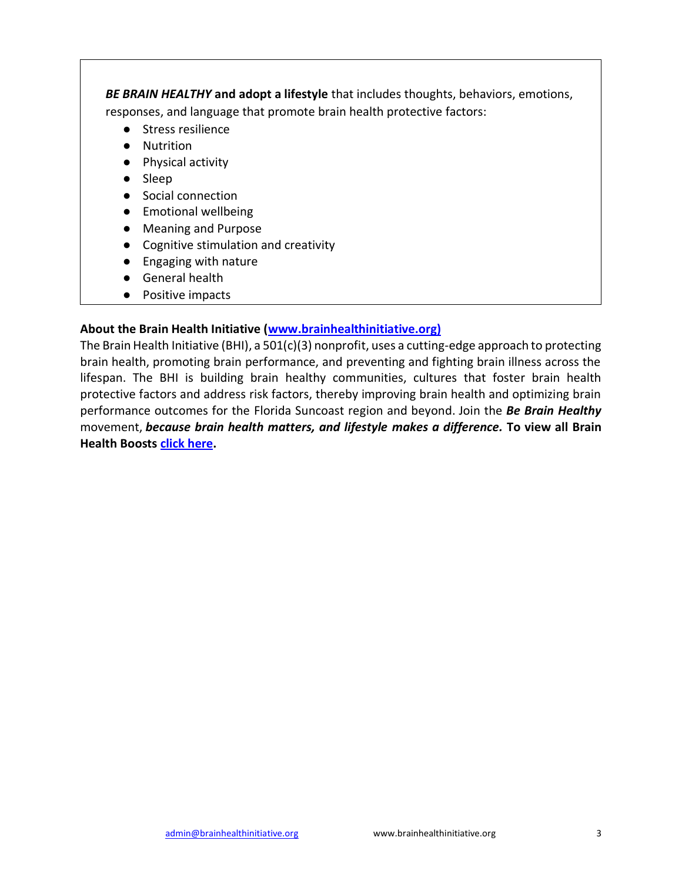***BE BRAIN HEALTHY* and adopt a lifestyle** that includes thoughts, behaviors, emotions, responses, and language that promote brain health protective factors:

- Stress resilience
- Nutrition
- Physical activity
- Sleep
- Social connection
- Emotional wellbeing
- Meaning and Purpose
- Cognitive stimulation and creativity
- Engaging with nature
- General health
- Positive impacts

**About the Brain Health Initiative ([www.brainhealthinitiative.org)](http://www.brainhealthinitiative.org)**

The Brain Health Initiative (BHI), a 501(c)(3) nonprofit, uses a cutting-edge approach to protecting brain health, promoting brain performance, and preventing and fighting brain illness across the lifespan. The BHI is building brain healthy communities, cultures that foster brain health protective factors and address risk factors, thereby improving brain health and optimizing brain performance outcomes for the Florida Suncoast region and beyond. Join the ***Be Brain Healthy*** movement, ***because brain health matters, and lifestyle makes a difference.*** **To view all Brain Health Boosts click here.**